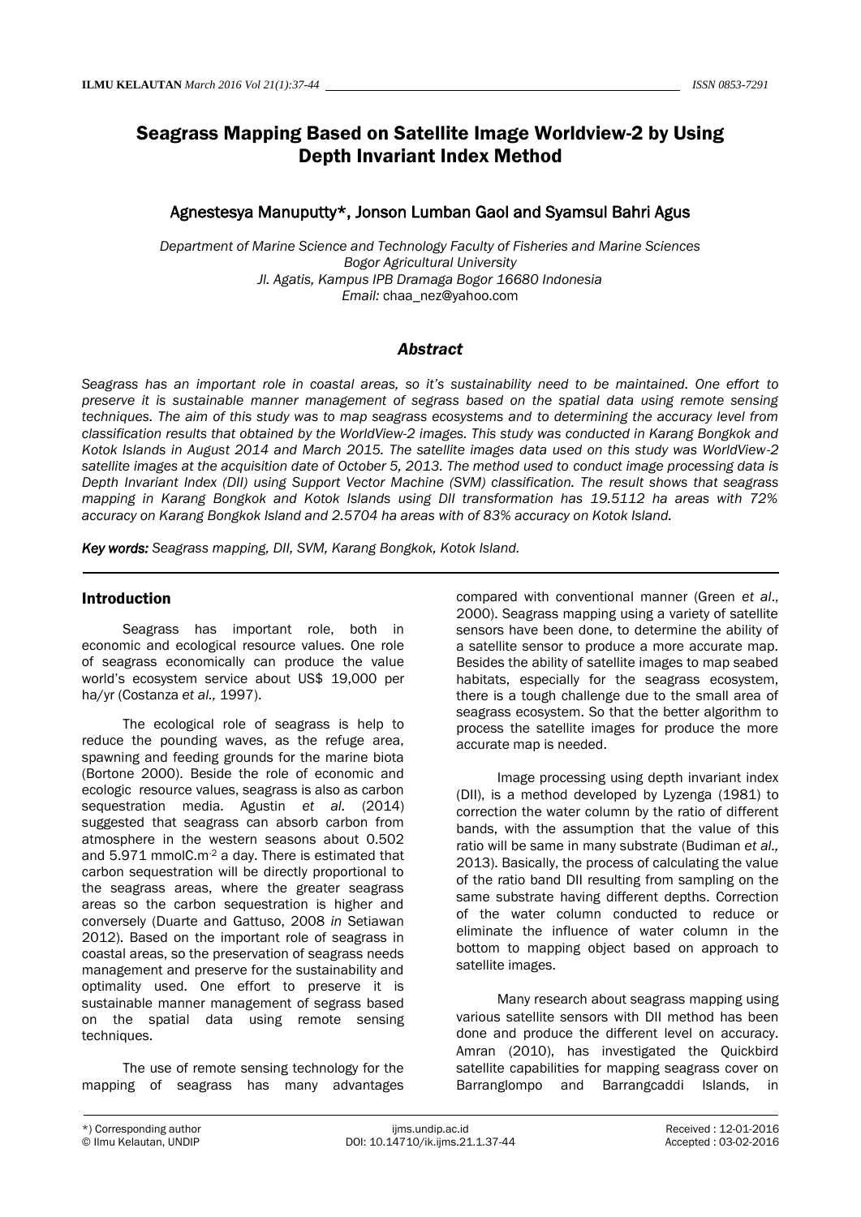# Seagrass Mapping Based on Satellite Image Worldview-2 by Using Depth Invariant Index Method

## Agnestesya Manuputty*, Jonson Lumban Gaol and Syamsul Bahri Agus

*Department of Marine Science and Technology Faculty of Fisheries and Marine Sciences*
*Bogor Agricultural University*
*Jl. Agatis, Kampus IPB Dramaga Bogor 16680 Indonesia*
*Email:* chaa_nez@yahoo.com

### *Abstract*

*Seagrass has an important role in coastal areas, so it's sustainability need to be maintained. One effort to preserve it is sustainable manner management of segrass based on the spatial data using remote sensing techniques. The aim of this study was to map seagrass ecosystems and to determining the accuracy level from classification results that obtained by the WorldView-2 images. This study was conducted in Karang Bongkok and Kotok Islands in August 2014 and March 2015. The satellite images data used on this study was WorldView-2 satellite images at the acquisition date of October 5, 2013. The method used to conduct image processing data is Depth Invariant Index (DII) using Support Vector Machine (SVM) classification. The result shows that seagrass mapping in Karang Bongkok and Kotok Islands using DII transformation has 19.5112 ha areas with 72% accuracy on Karang Bongkok Island and 2.5704 ha areas with of 83% accuracy on Kotok Island.*

***Key words:*** *Seagrass mapping, DII, SVM, Karang Bongkok, Kotok Island.*

## Introduction

Seagrass has important role, both in economic and ecological resource values. One role of seagrass economically can produce the value world's ecosystem service about US$ 19,000 per ha/yr (Costanza *et al.,* 1997).

The ecological role of seagrass is help to reduce the pounding waves, as the refuge area, spawning and feeding grounds for the marine biota (Bortone 2000). Beside the role of economic and ecologic resource values, seagrass is also as carbon sequestration media. Agustin *et al.* (2014) suggested that seagrass can absorb carbon from atmosphere in the western seasons about 0.502 and 5.971 mmolC.m$^{-2}$ a day. There is estimated that carbon sequestration will be directly proportional to the seagrass areas, where the greater seagrass areas so the carbon sequestration is higher and conversely (Duarte and Gattuso, 2008 *in* Setiawan 2012). Based on the important role of seagrass in coastal areas, so the preservation of seagrass needs management and preserve for the sustainability and optimality used. One effort to preserve it is sustainable manner management of segrass based on the spatial data using remote sensing techniques.

The use of remote sensing technology for the mapping of seagrass has many advantages compared with conventional manner (Green *et al*., 2000). Seagrass mapping using a variety of satellite sensors have been done, to determine the ability of a satellite sensor to produce a more accurate map. Besides the ability of satellite images to map seabed habitats, especially for the seagrass ecosystem, there is a tough challenge due to the small area of seagrass ecosystem. So that the better algorithm to process the satellite images for produce the more accurate map is needed.

Image processing using depth invariant index (DII), is a method developed by Lyzenga (1981) to correction the water column by the ratio of different bands, with the assumption that the value of this ratio will be same in many substrate (Budiman *et al.,* 2013). Basically, the process of calculating the value of the ratio band DII resulting from sampling on the same substrate having different depths. Correction of the water column conducted to reduce or eliminate the influence of water column in the bottom to mapping object based on approach to satellite images.

Many research about seagrass mapping using various satellite sensors with DII method has been done and produce the different level on accuracy. Amran (2010), has investigated the Quickbird satellite capabilities for mapping seagrass cover on Barranglompo and Barrangcaddi Islands, in

*) Corresponding author
© Ilmu Kelautan, UNDIP
ijms.undip.ac.id
DOI: 10.14710/ik.ijms.21.1.37-44
Received : 12-01-2016
Accepted : 03-02-2016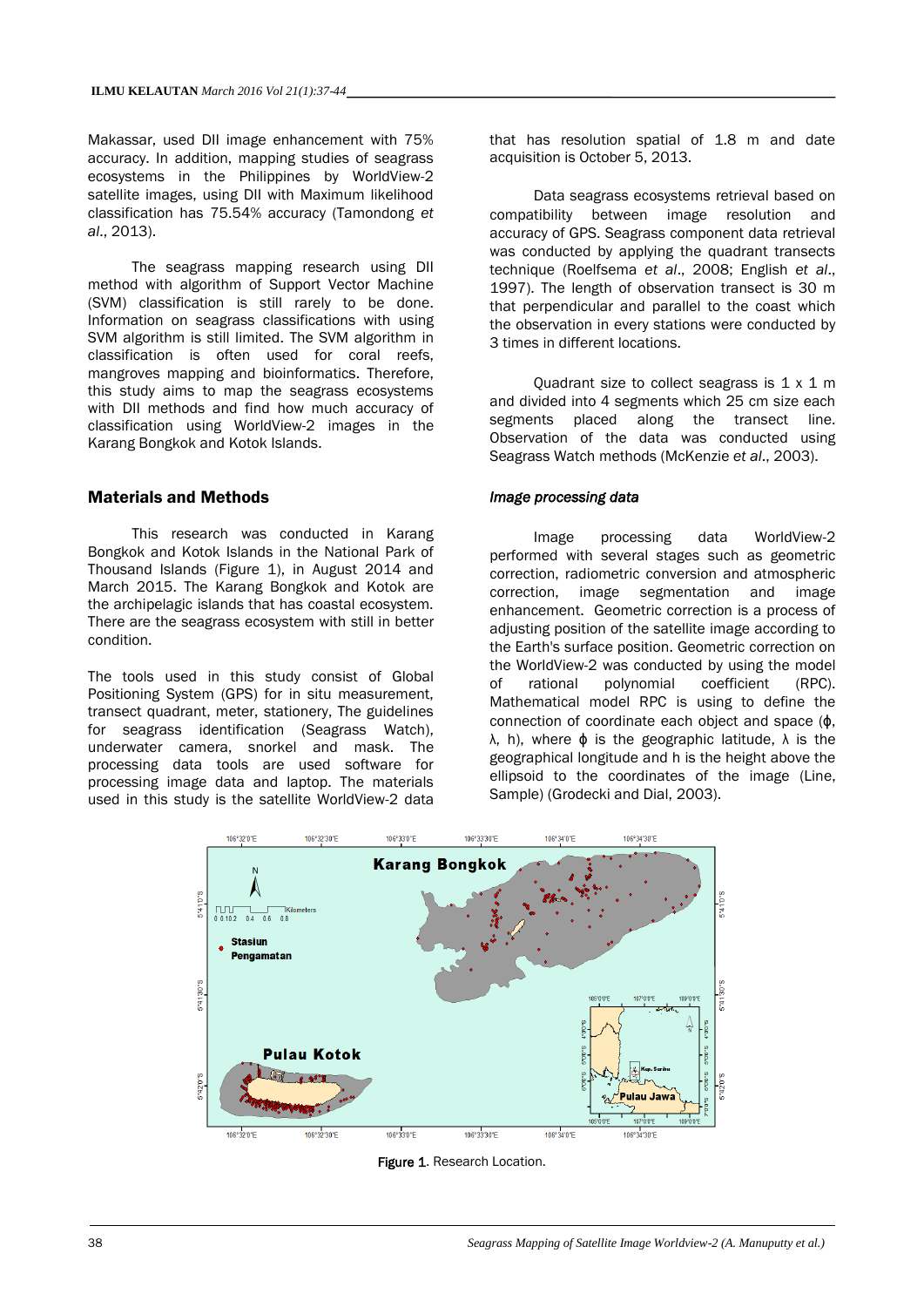Makassar, used DII image enhancement with 75% accuracy. In addition, mapping studies of seagrass ecosystems in the Philippines by WorldView-2 satellite images, using DII with Maximum likelihood classification has 75.54% accuracy (Tamondong *et al*., 2013).

The seagrass mapping research using DII method with algorithm of Support Vector Machine (SVM) classification is still rarely to be done. Information on seagrass classifications with using SVM algorithm is still limited. The SVM algorithm in classification is often used for coral reefs, mangroves mapping and bioinformatics. Therefore, this study aims to map the seagrass ecosystems with DII methods and find how much accuracy of classification using WorldView-2 images in the Karang Bongkok and Kotok Islands.

## Materials and Methods

This research was conducted in Karang Bongkok and Kotok Islands in the National Park of Thousand Islands (Figure 1), in August 2014 and March 2015. The Karang Bongkok and Kotok are the archipelagic islands that has coastal ecosystem. There are the seagrass ecosystem with still in better condition.

The tools used in this study consist of Global Positioning System (GPS) for in situ measurement, transect quadrant, meter, stationery, The guidelines for seagrass identification (Seagrass Watch), underwater camera, snorkel and mask. The processing data tools are used software for processing image data and laptop. The materials used in this study is the satellite WorldView-2 data that has resolution spatial of 1.8 m and date acquisition is October 5, 2013.

Data seagrass ecosystems retrieval based on compatibility between image resolution and accuracy of GPS. Seagrass component data retrieval was conducted by applying the quadrant transects technique (Roelfsema *et al*., 2008; English *et al*., 1997). The length of observation transect is 30 m that perpendicular and parallel to the coast which the observation in every stations were conducted by 3 times in different locations.

Quadrant size to collect seagrass is 1 x 1 m and divided into 4 segments which 25 cm size each segments placed along the transect line. Observation of the data was conducted using Seagrass Watch methods (McKenzie *et al*., 2003).

### *Image processing data*

Image processing data WorldView-2 performed with several stages such as geometric correction, radiometric conversion and atmospheric correction, image segmentation and image enhancement. Geometric correction is a process of adjusting position of the satellite image according to the Earth's surface position. Geometric correction on the WorldView-2 was conducted by using the model of rational polynomial coefficient (RPC). Mathematical model RPC is using to define the connection of coordinate each object and space ($\phi$, $\lambda$, h), where $\phi$ is the geographic latitude, $\lambda$ is the geographical longitude and h is the height above the ellipsoid to the coordinates of the image (Line, Sample) (Grodecki and Dial, 2003).

Figure 1. Research Location.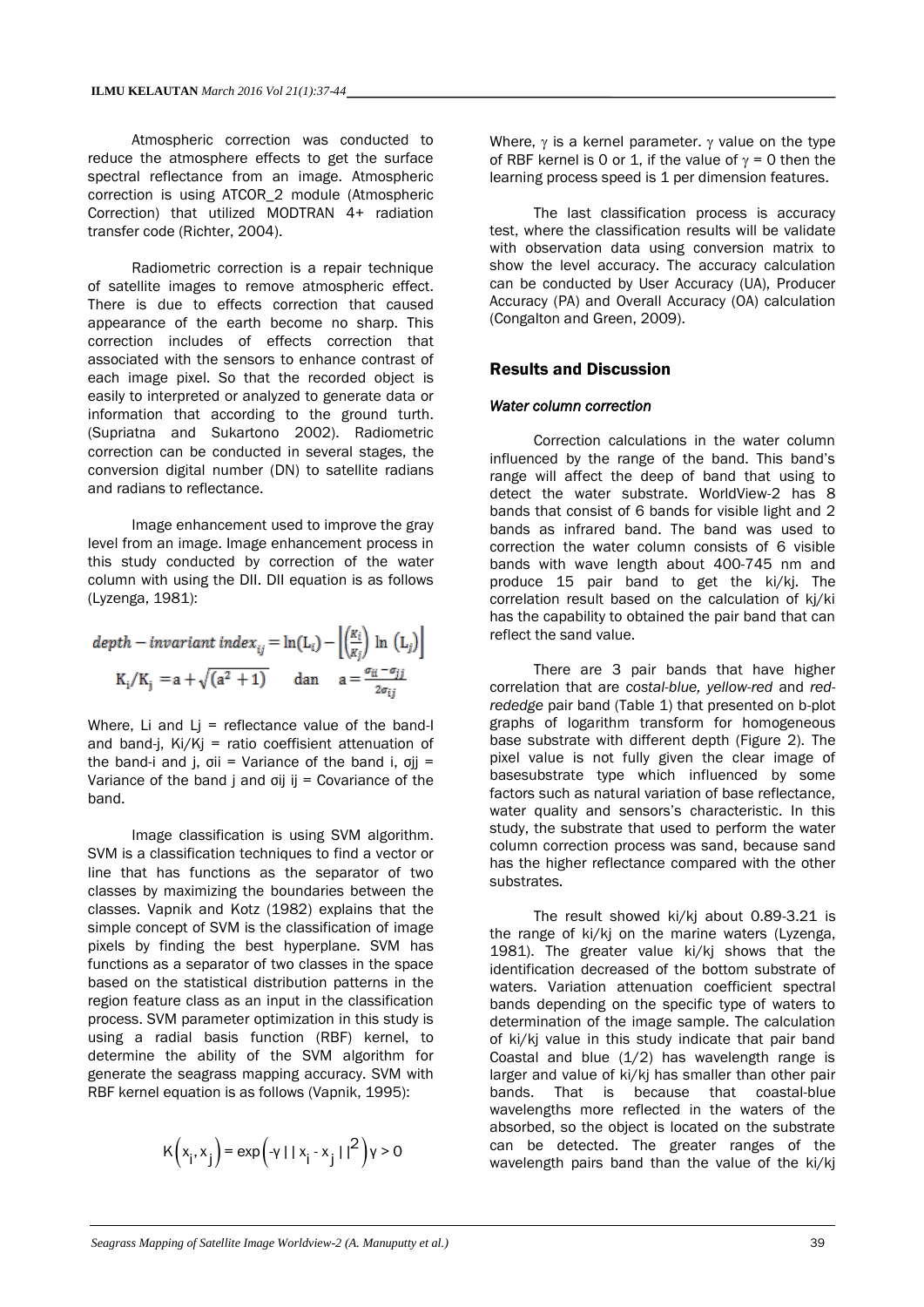Atmospheric correction was conducted to reduce the atmosphere effects to get the surface spectral reflectance from an image. Atmospheric correction is using ATCOR_2 module (Atmospheric Correction) that utilized MODTRAN 4+ radiation transfer code (Richter, 2004).

Radiometric correction is a repair technique of satellite images to remove atmospheric effect. There is due to effects correction that caused appearance of the earth become no sharp. This correction includes of effects correction that associated with the sensors to enhance contrast of each image pixel. So that the recorded object is easily to interpreted or analyzed to generate data or information that according to the ground turth. (Supriatna and Sukartono 2002). Radiometric correction can be conducted in several stages, the conversion digital number (DN) to satellite radians and radians to reflectance.

Image enhancement used to improve the gray level from an image. Image enhancement process in this study conducted by correction of the water column with using the DII. DII equation is as follows (Lyzenga, 1981):

$$depth - invariant\ index_{ij} = \ln(L_i) - \left[\left(\frac{K_i}{K_j}\right) \ln\left(L_j\right)\right]$$

$$K_i/K_j = a + \sqrt{(a^2 + 1)} \quad \text{dan} \quad a = \frac{\sigma_{ii} - \sigma_{jj}}{2\sigma_{ij}}$$

Where, Li and Lj = reflectance value of the band-I and band-j, Ki/Kj = ratio coeffisient attenuation of the band-i and j, $\sigma ii$ = Variance of the band i, $\sigma jj$ = Variance of the band j and $\sigma ij$ ij = Covariance of the band.

Image classification is using SVM algorithm. SVM is a classification techniques to find a vector or line that has functions as the separator of two classes by maximizing the boundaries between the classes. Vapnik and Kotz (1982) explains that the simple concept of SVM is the classification of image pixels by finding the best hyperplane. SVM has functions as a separator of two classes in the space based on the statistical distribution patterns in the region feature class as an input in the classification process. SVM parameter optimization in this study is using a radial basis function (RBF) kernel, to determine the ability of the SVM algorithm for generate the seagrass mapping accuracy. SVM with RBF kernel equation is as follows (Vapnik, 1995):

$$K\left(x_i, x_j\right) = \exp\left(-\gamma \,||\, x_i - x_j \,||^2\right) \gamma > 0$$

Where, $\gamma$ is a kernel parameter. $\gamma$ value on the type of RBF kernel is 0 or 1, if the value of $\gamma$ = 0 then the learning process speed is 1 per dimension features.

The last classification process is accuracy test, where the classification results will be validate with observation data using conversion matrix to show the level accuracy. The accuracy calculation can be conducted by User Accuracy (UA), Producer Accuracy (PA) and Overall Accuracy (OA) calculation (Congalton and Green, 2009).

## Results and Discussion

### *Water column correction*

Correction calculations in the water column influenced by the range of the band. This band's range will affect the deep of band that using to detect the water substrate. WorldView-2 has 8 bands that consist of 6 bands for visible light and 2 bands as infrared band. The band was used to correction the water column consists of 6 visible bands with wave length about 400-745 nm and produce 15 pair band to get the ki/kj. The correlation result based on the calculation of kj/ki has the capability to obtained the pair band that can reflect the sand value.

There are 3 pair bands that have higher correlation that are *costal-blue, yellow-red* and *red-rededge* pair band (Table 1) that presented on b-plot graphs of logarithm transform for homogeneous base substrate with different depth (Figure 2). The pixel value is not fully given the clear image of basesubstrate type which influenced by some factors such as natural variation of base reflectance, water quality and sensors's characteristic. In this study, the substrate that used to perform the water column correction process was sand, because sand has the higher reflectance compared with the other substrates.

The result showed ki/kj about 0.89-3.21 is the range of ki/kj on the marine waters (Lyzenga, 1981). The greater value ki/kj shows that the identification decreased of the bottom substrate of waters. Variation attenuation coefficient spectral bands depending on the specific type of waters to determination of the image sample. The calculation of ki/kj value in this study indicate that pair band Coastal and blue (1/2) has wavelength range is larger and value of ki/kj has smaller than other pair bands. That is because that coastal-blue wavelengths more reflected in the waters of the absorbed, so the object is located on the substrate can be detected. The greater ranges of the wavelength pairs band than the value of the ki/kj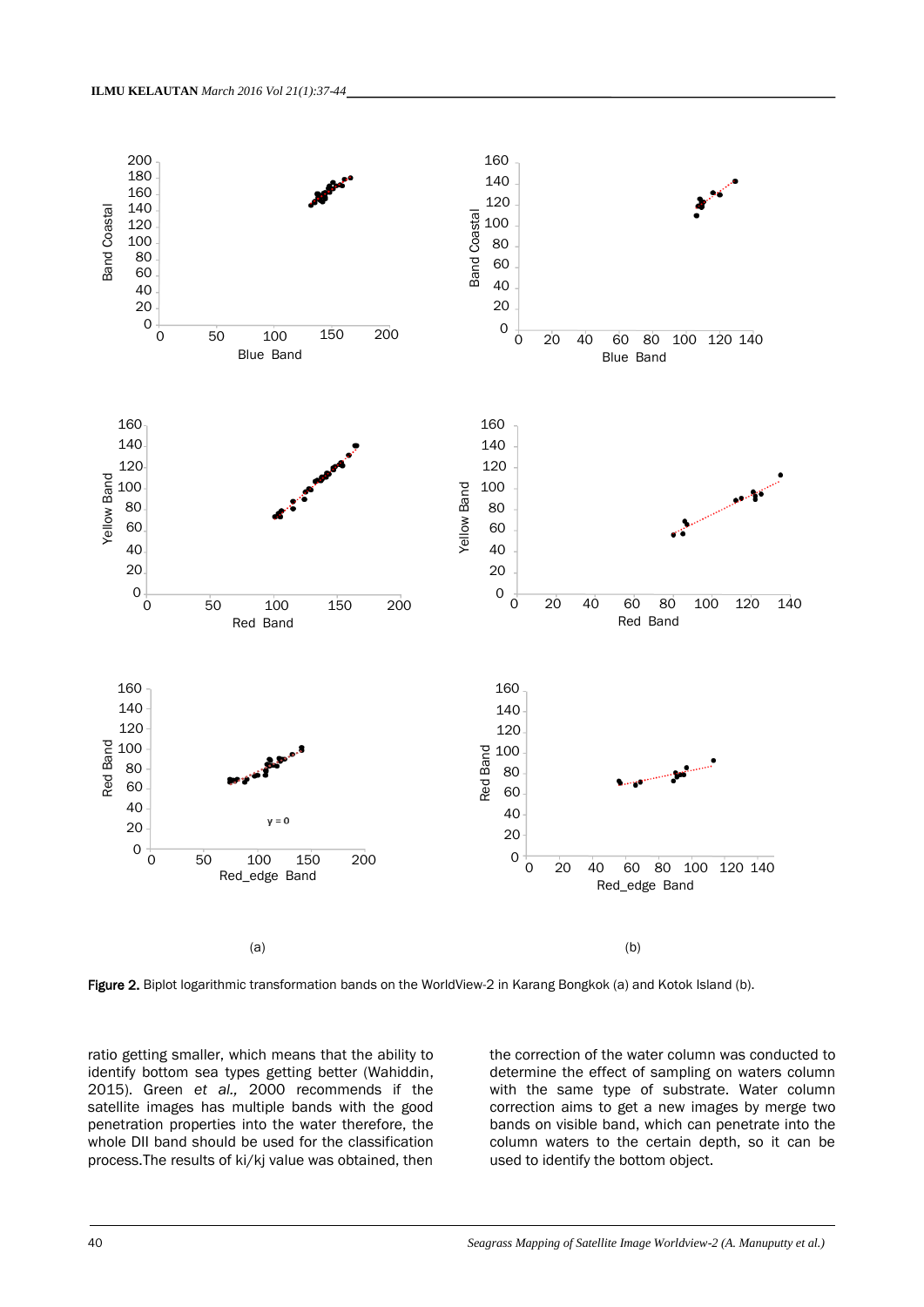**Figure 2.** Biplot logarithmic transformation bands on the WorldView-2 in Karang Bongkok (a) and Kotok Island (b).

ratio getting smaller, which means that the ability to identify bottom sea types getting better (Wahiddin, 2015). Green *et al.,* 2000 recommends if the satellite images has multiple bands with the good penetration properties into the water therefore, the whole DII band should be used for the classification process.The results of ki/kj value was obtained, then the correction of the water column was conducted to determine the effect of sampling on waters column with the same type of substrate. Water column correction aims to get a new images by merge two bands on visible band, which can penetrate into the column waters to the certain depth, so it can be used to identify the bottom object.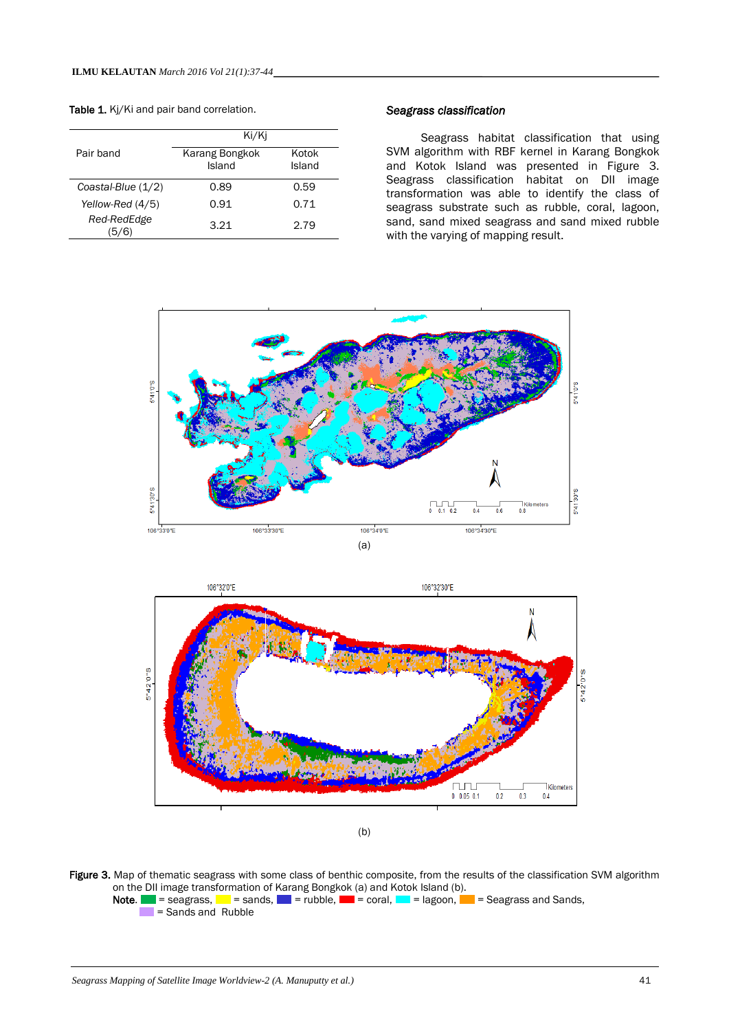**Table 1.** Kj/Ki and pair band correlation.

| Pair band | Ki/Kj | |
|---|---|---|
| | Karang Bongkok Island | Kotok Island |
| *Coastal-Blue* (1/2) | 0.89 | 0.59 |
| *Yellow-Red* (4/5) | 0.91 | 0.71 |
| *Red-RedEdge* (5/6) | 3.21 | 2.79 |

### *Seagrass classification*

Seagrass habitat classification that using SVM algorithm with RBF kernel in Karang Bongkok and Kotok Island was presented in Figure 3. Seagrass classification habitat on DII image transformation was able to identify the class of seagrass substrate such as rubble, coral, lagoon, sand, sand mixed seagrass and sand mixed rubble with the varying of mapping result.

(a)

(b)

**Figure 3.** Map of thematic seagrass with some class of benthic composite, from the results of the classification SVM algorithm on the DII image transformation of Karang Bongkok (a) and Kotok Island (b).
**Note.** = seagrass, = sands, = rubble, = coral, = lagoon, = Seagrass and Sands, = Sands and Rubble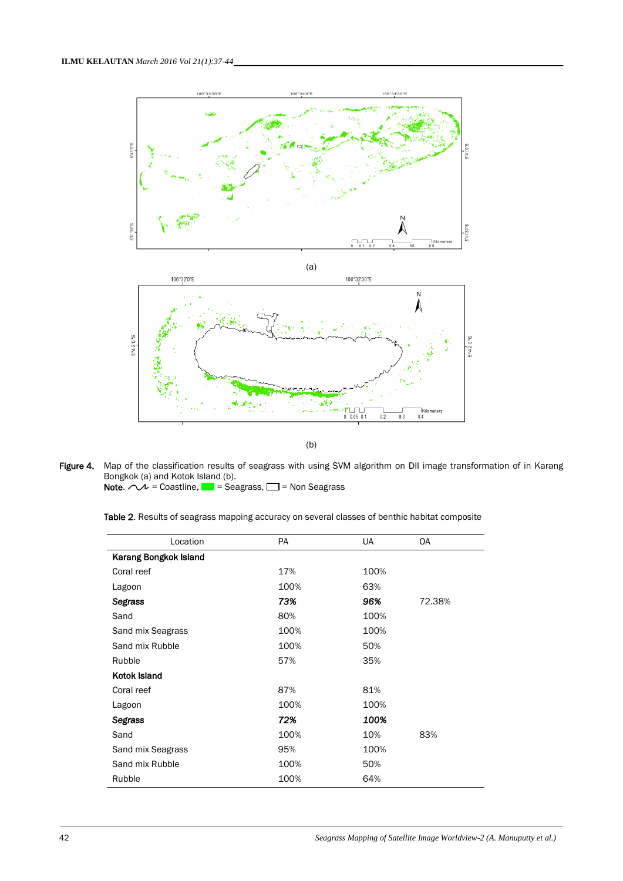(a)

(b)

**Figure 4.** Map of the classification results of seagrass with using SVM algorithm on DII image transformation of in Karang Bongkok (a) and Kotok Island (b).
**Note.** = Coastline, = Seagrass, = Non Seagrass

**Table 2**. Results of seagrass mapping accuracy on several classes of benthic habitat composite

| Location | PA | UA | OA |
|---|---|---|---|
| **Karang Bongkok Island** | | | |
| Coral reef | 17% | 100% | |
| Lagoon | 100% | 63% | |
| ***Segrass*** | ***73%*** | ***96%*** | 72.38% |
| Sand | 80% | 100% | |
| Sand mix Seagrass | 100% | 100% | |
| Sand mix Rubble | 100% | 50% | |
| Rubble | 57% | 35% | |
| **Kotok Island** | | | |
| Coral reef | 87% | 81% | |
| Lagoon | 100% | 100% | |
| ***Segrass*** | ***72%*** | ***100%*** | |
| Sand | 100% | 10% | 83% |
| Sand mix Seagrass | 95% | 100% | |
| Sand mix Rubble | 100% | 50% | |
| Rubble | 100% | 64% | |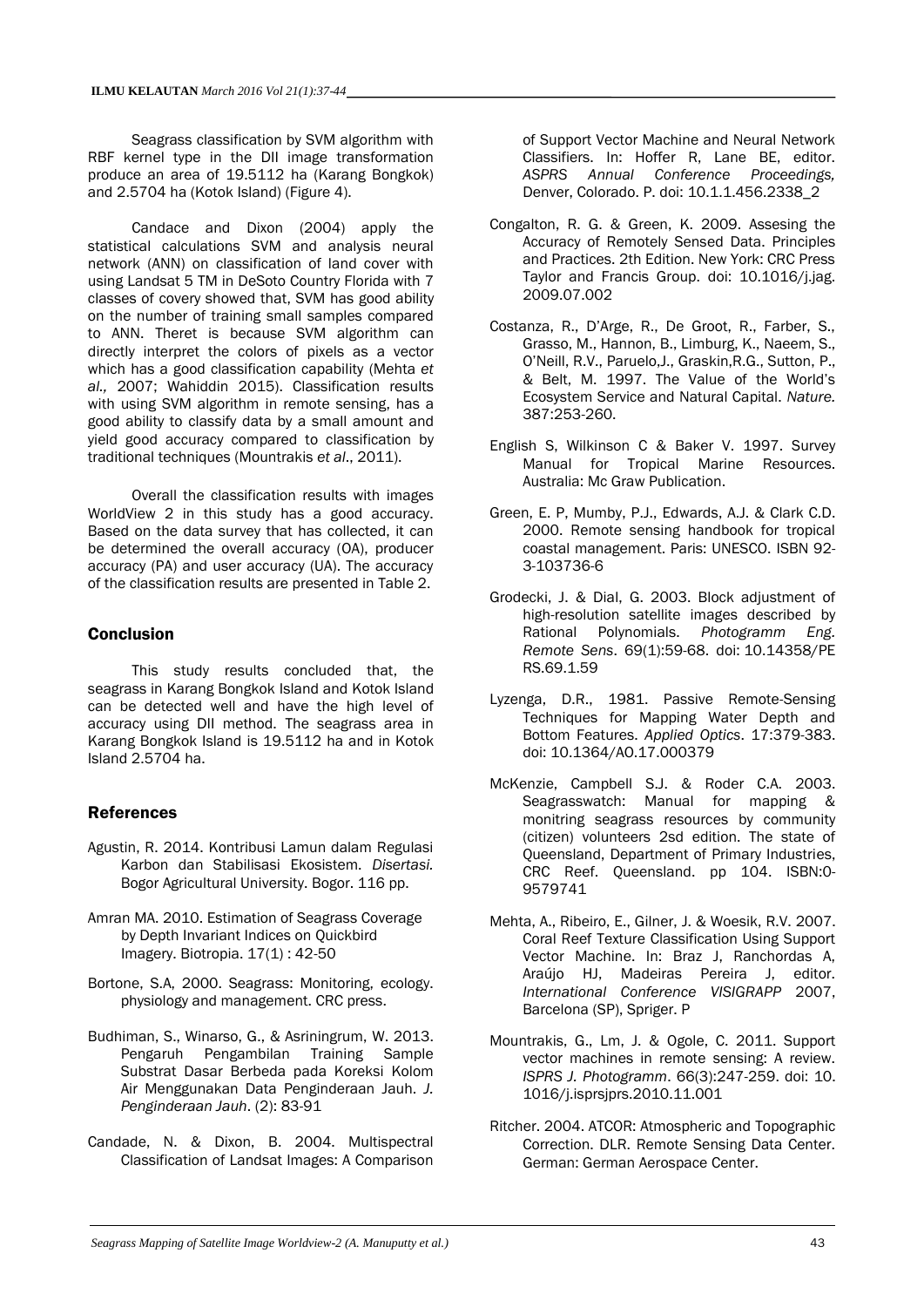Seagrass classification by SVM algorithm with RBF kernel type in the DII image transformation produce an area of 19.5112 ha (Karang Bongkok) and 2.5704 ha (Kotok Island) (Figure 4).

Candace and Dixon (2004) apply the statistical calculations SVM and analysis neural network (ANN) on classification of land cover with using Landsat 5 TM in DeSoto Country Florida with 7 classes of covery showed that, SVM has good ability on the number of training small samples compared to ANN. Theret is because SVM algorithm can directly interpret the colors of pixels as a vector which has a good classification capability (Mehta *et al.,* 2007; Wahiddin 2015). Classification results with using SVM algorithm in remote sensing, has a good ability to classify data by a small amount and yield good accuracy compared to classification by traditional techniques (Mountrakis *et al*., 2011).

Overall the classification results with images WorldView 2 in this study has a good accuracy. Based on the data survey that has collected, it can be determined the overall accuracy (OA), producer accuracy (PA) and user accuracy (UA). The accuracy of the classification results are presented in Table 2.

## Conclusion

This study results concluded that, the seagrass in Karang Bongkok Island and Kotok Island can be detected well and have the high level of accuracy using DII method. The seagrass area in Karang Bongkok Island is 19.5112 ha and in Kotok Island 2.5704 ha.

## References

Agustin, R. 2014. Kontribusi Lamun dalam Regulasi Karbon dan Stabilisasi Ekosistem. *Disertasi.* Bogor Agricultural University. Bogor. 116 pp.

Amran MA. 2010. Estimation of Seagrass Coverage by Depth Invariant Indices on Quickbird Imagery. Biotropia. 17(1) : 42-50

Bortone, S.A, 2000. Seagrass: Monitoring, ecology. physiology and management. CRC press.

Budhiman, S., Winarso, G., & Asriningrum, W. 2013. Pengaruh Pengambilan Training Sample Substrat Dasar Berbeda pada Koreksi Kolom Air Menggunakan Data Penginderaan Jauh. *J. Penginderaan Jauh*. (2): 83-91

Candade, N. & Dixon, B. 2004. Multispectral Classification of Landsat Images: A Comparison of Support Vector Machine and Neural Network Classifiers. In: Hoffer R, Lane BE, editor. *ASPRS Annual Conference Proceedings,* Denver, Colorado. P. doi: 10.1.1.456.2338_2

Congalton, R. G. & Green, K. 2009. Assesing the Accuracy of Remotely Sensed Data. Principles and Practices. 2th Edition. New York: CRC Press Taylor and Francis Group. doi: 10.1016/j.jag. 2009.07.002

Costanza, R., D'Arge, R., De Groot, R., Farber, S., Grasso, M., Hannon, B., Limburg, K., Naeem, S., O'Neill, R.V., Paruelo,J., Graskin,R.G., Sutton, P., & Belt, M. 1997. The Value of the World's Ecosystem Service and Natural Capital. *Nature.* 387:253-260.

English S, Wilkinson C & Baker V. 1997. Survey Manual for Tropical Marine Resources. Australia: Mc Graw Publication.

Green, E. P, Mumby, P.J., Edwards, A.J. & Clark C.D. 2000. Remote sensing handbook for tropical coastal management. Paris: UNESCO. ISBN 92-3-103736-6

Grodecki, J. & Dial, G. 2003. Block adjustment of high-resolution satellite images described by Rational Polynomials. *Photogramm Eng. Remote Sens*. 69(1):59-68. doi: 10.14358/PE RS.69.1.59

Lyzenga, D.R., 1981. Passive Remote-Sensing Techniques for Mapping Water Depth and Bottom Features. *Applied Optics*. 17:379-383. doi: 10.1364/AO.17.000379

McKenzie, Campbell S.J. & Roder C.A. 2003. Seagrasswatch: Manual for mapping & monitring seagrass resources by community (citizen) volunteers 2sd edition. The state of Queensland, Department of Primary Industries, CRC Reef. Queensland. pp 104. ISBN:0-9579741

Mehta, A., Ribeiro, E., Gilner, J. & Woesik, R.V. 2007. Coral Reef Texture Classification Using Support Vector Machine. In: Braz J, Ranchordas A, Araújo HJ, Madeiras Pereira J, editor. *International Conference VISIGRAPP* 2007, Barcelona (SP), Spriger. P

Mountrakis, G., Lm, J. & Ogole, C. 2011. Support vector machines in remote sensing: A review. *ISPRS J. Photogramm*. 66(3):247-259. doi: 10. 1016/j.isprsjprs.2010.11.001

Ritcher. 2004. ATCOR: Atmospheric and Topographic Correction. DLR. Remote Sensing Data Center. German: German Aerospace Center.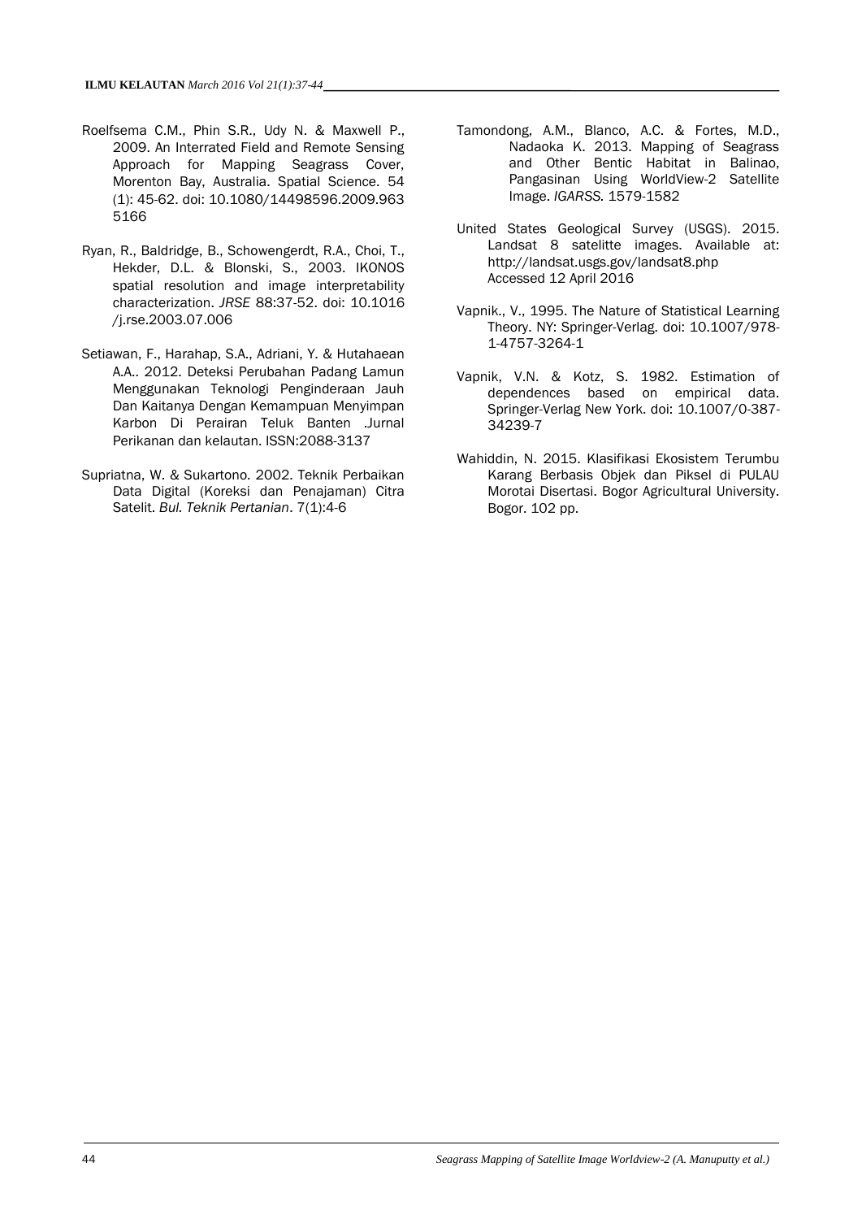Roelfsema C.M., Phin S.R., Udy N. & Maxwell P., 2009. An Interrated Field and Remote Sensing Approach for Mapping Seagrass Cover, Morenton Bay, Australia. Spatial Science. 54 (1): 45-62. doi: 10.1080/14498596.2009.9635166

Ryan, R., Baldridge, B., Schowengerdt, R.A., Choi, T., Hekder, D.L. & Blonski, S., 2003. IKONOS spatial resolution and image interpretability characterization. *JRSE* 88:37-52. doi: 10.1016/j.rse.2003.07.006

Setiawan, F., Harahap, S.A., Adriani, Y. & Hutahaean A.A.. 2012. Deteksi Perubahan Padang Lamun Menggunakan Teknologi Penginderaan Jauh Dan Kaitanya Dengan Kemampuan Menyimpan Karbon Di Perairan Teluk Banten .Jurnal Perikanan dan kelautan. ISSN:2088-3137

Supriatna, W. & Sukartono. 2002. Teknik Perbaikan Data Digital (Koreksi dan Penajaman) Citra Satelit. *Bul. Teknik Pertanian*. 7(1):4-6

Tamondong, A.M., Blanco, A.C. & Fortes, M.D., Nadaoka K. 2013. Mapping of Seagrass and Other Bentic Habitat in Balinao, Pangasinan Using WorldView-2 Satellite Image. *IGARSS.* 1579-1582

United States Geological Survey (USGS). 2015. Landsat 8 satelitte images. Available at: http://landsat.usgs.gov/landsat8.php Accessed 12 April 2016

Vapnik., V., 1995. The Nature of Statistical Learning Theory. NY: Springer-Verlag. doi: 10.1007/978-1-4757-3264-1

Vapnik, V.N. & Kotz, S. 1982. Estimation of dependences based on empirical data. Springer-Verlag New York. doi: 10.1007/0-387-34239-7

Wahiddin, N. 2015. Klasifikasi Ekosistem Terumbu Karang Berbasis Objek dan Piksel di PULAU Morotai Disertasi. Bogor Agricultural University. Bogor. 102 pp.